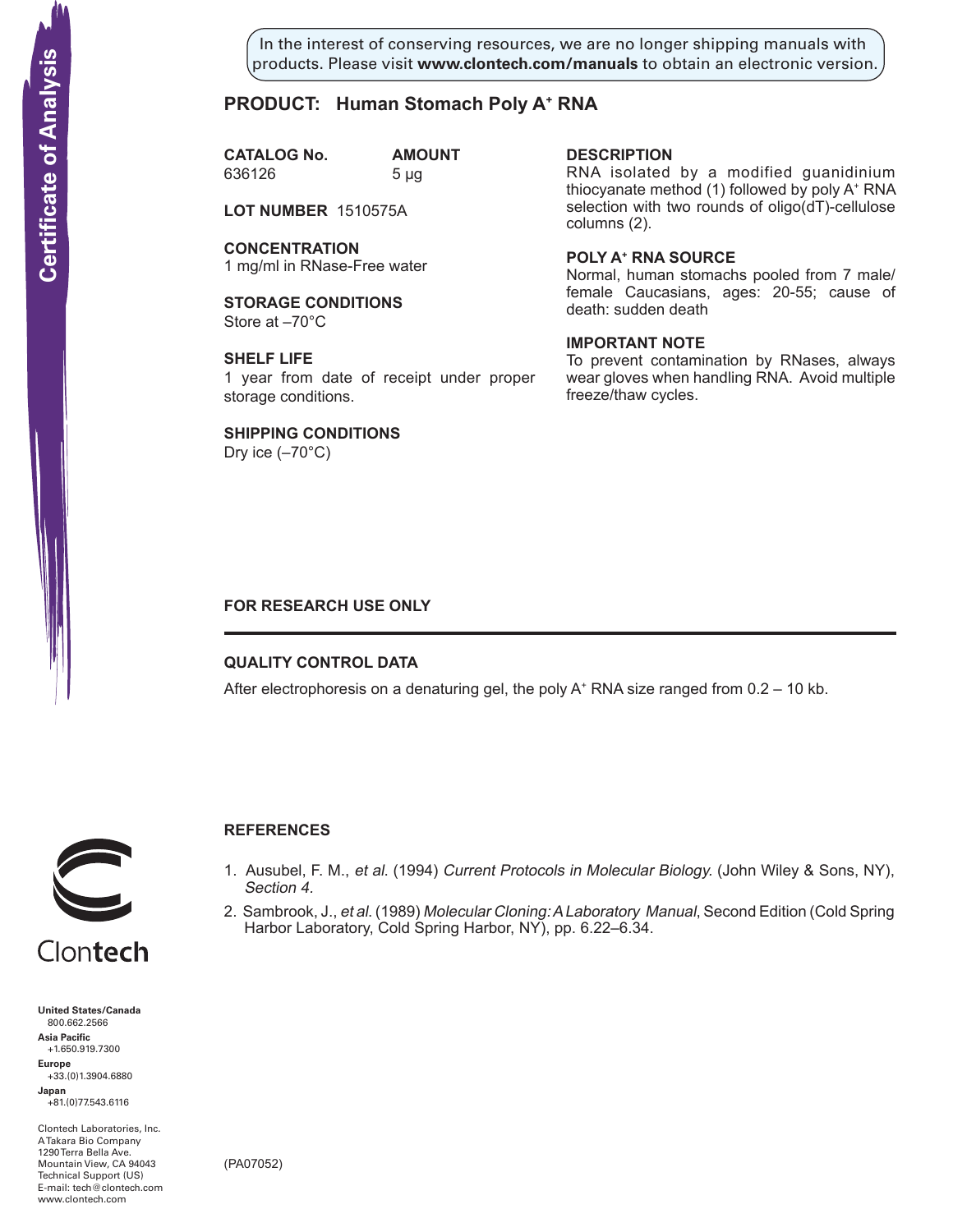Certificate of Analysis

In the interest of conserving resources, we are no longer shipping manuals with products. Please visit **www.clontech.com/manuals** to obtain an electronic version.

## PRODUCT: Human Stomach Poly A$^+$ RNA

**CATALOG No.** 636126

**AMOUNT** 5 µg

**LOT NUMBER** 1510575A

**CONCENTRATION**
1 mg/ml in RNase-Free water

**STORAGE CONDITIONS**
Store at –70°C

**SHELF LIFE**
1 year from date of receipt under proper storage conditions.

**SHIPPING CONDITIONS**
Dry ice (–70°C)

**DESCRIPTION**
RNA isolated by a modified guanidinium thiocyanate method (1) followed by poly A$^+$ RNA selection with two rounds of oligo(dT)-cellulose columns (2).

**POLY A$^+$ RNA SOURCE**
Normal, human stomachs pooled from 7 male/female Caucasians, ages: 20-55; cause of death: sudden death

**IMPORTANT NOTE**
To prevent contamination by RNases, always wear gloves when handling RNA. Avoid multiple freeze/thaw cycles.

**FOR RESEARCH USE ONLY**

---

### QUALITY CONTROL DATA

After electrophoresis on a denaturing gel, the poly A$^+$ RNA size ranged from 0.2 – 10 kb.

### REFERENCES

1. Ausubel, F. M., *et al.* (1994) *Current Protocols in Molecular Biology.* (John Wiley & Sons, NY), *Section 4.*
2. Sambrook, J., *et al.* (1989) *Molecular Cloning: A Laboratory Manual*, Second Edition (Cold Spring Harbor Laboratory, Cold Spring Harbor, NY), pp. 6.22–6.34.

Clontech

**United States/Canada**
800.662.2566
**Asia Pacific**
+1.650.919.7300
**Europe**
+33.(0)1.3904.6880
**Japan**
+81.(0)77.543.6116

Clontech Laboratories, Inc.
A Takara Bio Company
1290 Terra Bella Ave.
Mountain View, CA 94043
Technical Support (US)
E-mail: tech@clontech.com
www.clontech.com

(PA07052)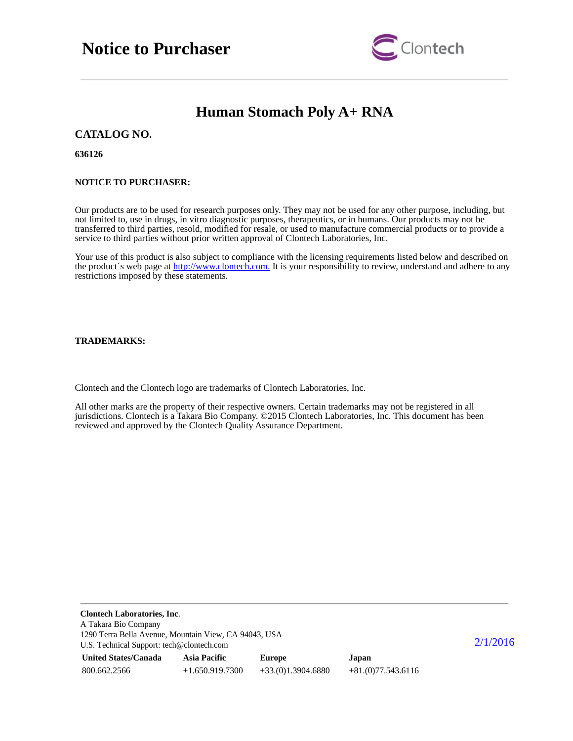# Notice to Purchaser

## Human Stomach Poly A+ RNA

### CATALOG NO.

**636126**

**NOTICE TO PURCHASER:**

Our products are to be used for research purposes only. They may not be used for any other purpose, including, but not limited to, use in drugs, in vitro diagnostic purposes, therapeutics, or in humans. Our products may not be transferred to third parties, resold, modified for resale, or used to manufacture commercial products or to provide a service to third parties without prior written approval of Clontech Laboratories, Inc.

Your use of this product is also subject to compliance with the licensing requirements listed below and described on the product´s web page at http://www.clontech.com. It is your responsibility to review, understand and adhere to any restrictions imposed by these statements.

**TRADEMARKS:**

Clontech and the Clontech logo are trademarks of Clontech Laboratories, Inc.

All other marks are the property of their respective owners. Certain trademarks may not be registered in all jurisdictions. Clontech is a Takara Bio Company. ©2015 Clontech Laboratories, Inc. This document has been reviewed and approved by the Clontech Quality Assurance Department.

**Clontech Laboratories, Inc.**
A Takara Bio Company
1290 Terra Bella Avenue, Mountain View, CA 94043, USA
U.S. Technical Support: tech@clontech.com

| United States/Canada | Asia Pacific | Europe | Japan |
|---|---|---|---|
| 800.662.2566 | +1.650.919.7300 | +33.(0)1.3904.6880 | +81.(0)77.543.6116 |

2/1/2016